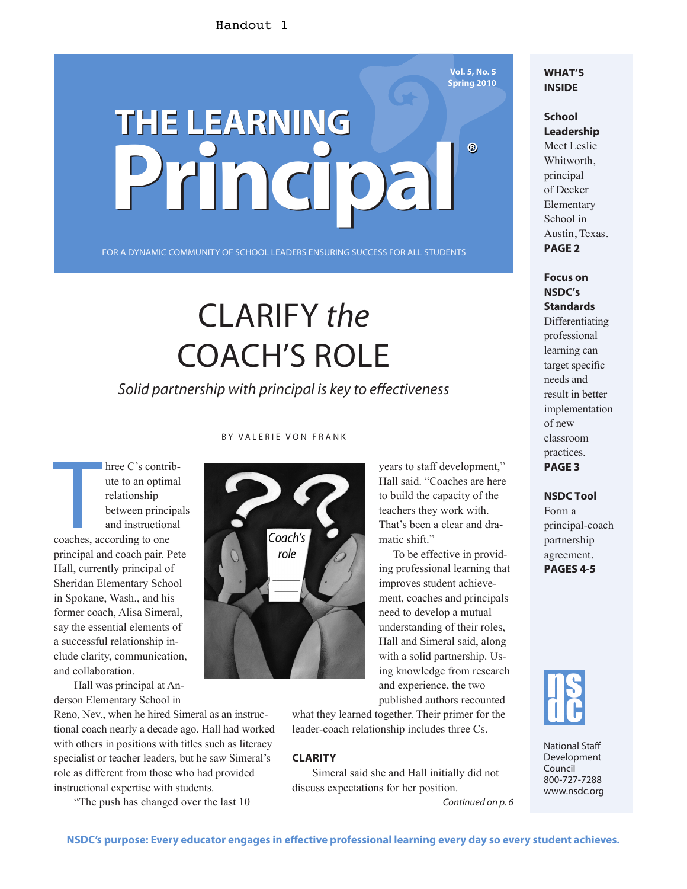Handout 1

# THE LEARNING Principal®

Vol. 5, No. 5
Spring 2010

FOR A DYNAMIC COMMUNITY OF SCHOOL LEADERS ENSURING SUCCESS FOR ALL STUDENTS

## WHAT'S INSIDE

**School Leadership**
Meet Leslie Whitworth, principal of Decker Elementary School in Austin, Texas.
**PAGE 2**

**Focus on NSDC's Standards**
Differentiating professional learning can target specific needs and result in better implementation of new classroom practices.
**PAGE 3**

**NSDC Tool**
Form a principal-coach partnership agreement.
**PAGES 4-5**

# CLARIFY *the* COACH'S ROLE

*Solid partnership with principal is key to effectiveness*

BY VALERIE VON FRANK

Three C's contribute to an optimal relationship between principals and instructional coaches, according to one principal and coach pair. Pete Hall, currently principal of Sheridan Elementary School in Spokane, Wash., and his former coach, Alisa Simeral, say the essential elements of a successful relationship include clarity, communication, and collaboration.

Hall was principal at Anderson Elementary School in Reno, Nev., when he hired Simeral as an instructional coach nearly a decade ago. Hall had worked with others in positions with titles such as literacy specialist or teacher leaders, but he saw Simeral's role as different from those who had provided instructional expertise with students.

"The push has changed over the last 10 years to staff development," Hall said. "Coaches are here to build the capacity of the teachers they work with. That's been a clear and dramatic shift."

To be effective in providing professional learning that improves student achievement, coaches and principals need to develop a mutual understanding of their roles, Hall and Simeral said, along with a solid partnership. Using knowledge from research and experience, the two published authors recounted what they learned together. Their primer for the leader-coach relationship includes three Cs.

### CLARITY

Simeral said she and Hall initially did not discuss expectations for her position.

*Continued on p. 6*

National Staff Development Council
800-727-7288
www.nsdc.org

**NSDC's purpose: Every educator engages in effective professional learning every day so every student achieves.**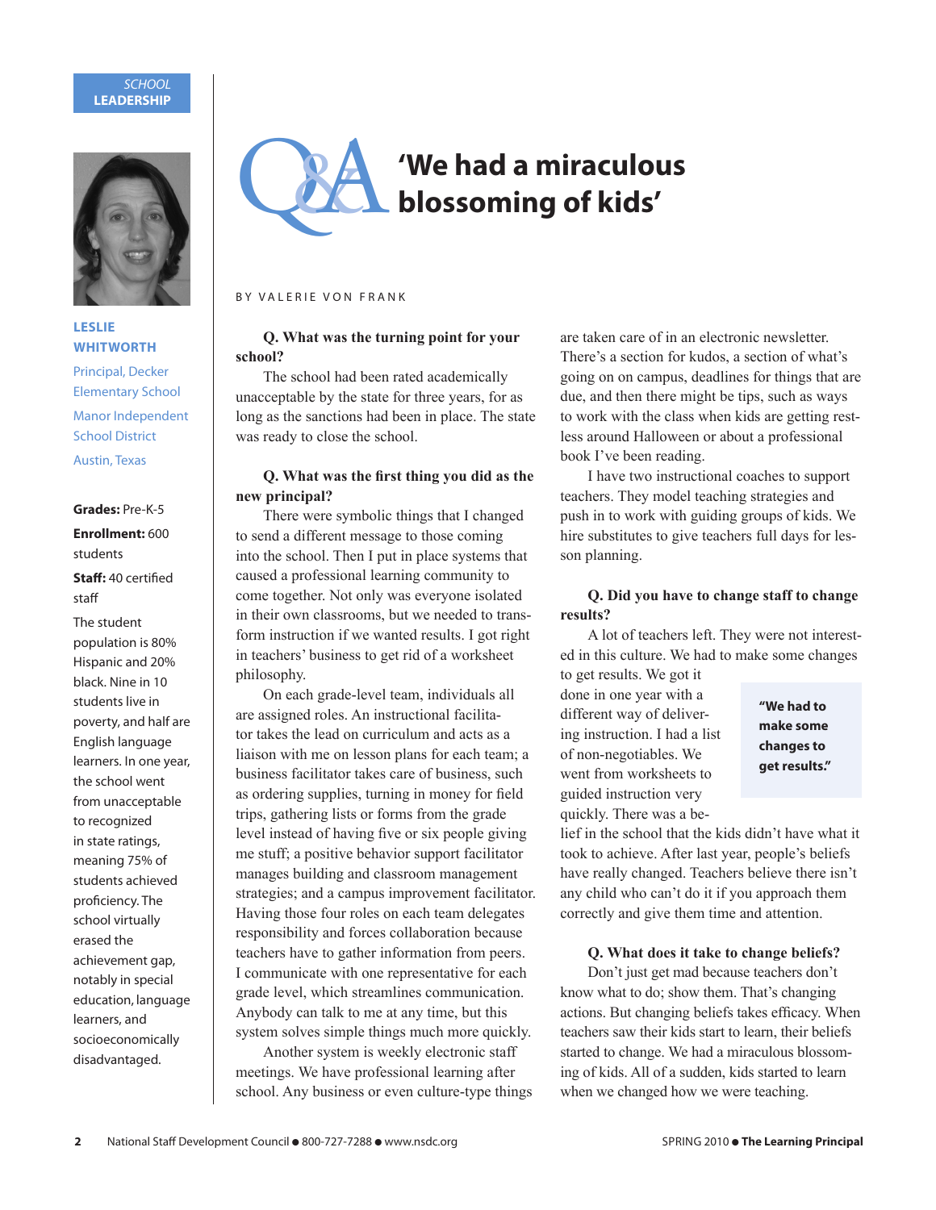SCHOOL LEADERSHIP

**LESLIE WHITWORTH**

Principal, Decker Elementary School

Manor Independent School District

Austin, Texas

**Grades:** Pre-K-5

**Enrollment:** 600 students

**Staff:** 40 certified staff

The student population is 80% Hispanic and 20% black. Nine in 10 students live in poverty, and half are English language learners. In one year, the school went from unacceptable to recognized in state ratings, meaning 75% of students achieved proficiency. The school virtually erased the achievement gap, notably in special education, language learners, and socioeconomically disadvantaged.

# Q&A 'We had a miraculous blossoming of kids'

BY VALERIE VON FRANK

**Q. What was the turning point for your school?**

The school had been rated academically unacceptable by the state for three years, for as long as the sanctions had been in place. The state was ready to close the school.

**Q. What was the first thing you did as the new principal?**

There were symbolic things that I changed to send a different message to those coming into the school. Then I put in place systems that caused a professional learning community to come together. Not only was everyone isolated in their own classrooms, but we needed to transform instruction if we wanted results. I got right in teachers' business to get rid of a worksheet philosophy.

On each grade-level team, individuals all are assigned roles. An instructional facilitator takes the lead on curriculum and acts as a liaison with me on lesson plans for each team; a business facilitator takes care of business, such as ordering supplies, turning in money for field trips, gathering lists or forms from the grade level instead of having five or six people giving me stuff; a positive behavior support facilitator manages building and classroom management strategies; and a campus improvement facilitator. Having those four roles on each team delegates responsibility and forces collaboration because teachers have to gather information from peers. I communicate with one representative for each grade level, which streamlines communication. Anybody can talk to me at any time, but this system solves simple things much more quickly.

Another system is weekly electronic staff meetings. We have professional learning after school. Any business or even culture-type things are taken care of in an electronic newsletter. There's a section for kudos, a section of what's going on on campus, deadlines for things that are due, and then there might be tips, such as ways to work with the class when kids are getting restless around Halloween or about a professional book I've been reading.

I have two instructional coaches to support teachers. They model teaching strategies and push in to work with guiding groups of kids. We hire substitutes to give teachers full days for lesson planning.

**Q. Did you have to change staff to change results?**

A lot of teachers left. They were not interested in this culture. We had to make some changes to get results. We got it done in one year with a different way of delivering instruction. I had a list of non-negotiables. We went from worksheets to guided instruction very quickly. There was a belief in the school that the kids didn't have what it took to achieve. After last year, people's beliefs have really changed. Teachers believe there isn't any child who can't do it if you approach them correctly and give them time and attention.

> **"We had to make some changes to get results."**

**Q. What does it take to change beliefs?**

Don't just get mad because teachers don't know what to do; show them. That's changing actions. But changing beliefs takes efficacy. When teachers saw their kids start to learn, their beliefs started to change. We had a miraculous blossoming of kids. All of a sudden, kids started to learn when we changed how we were teaching.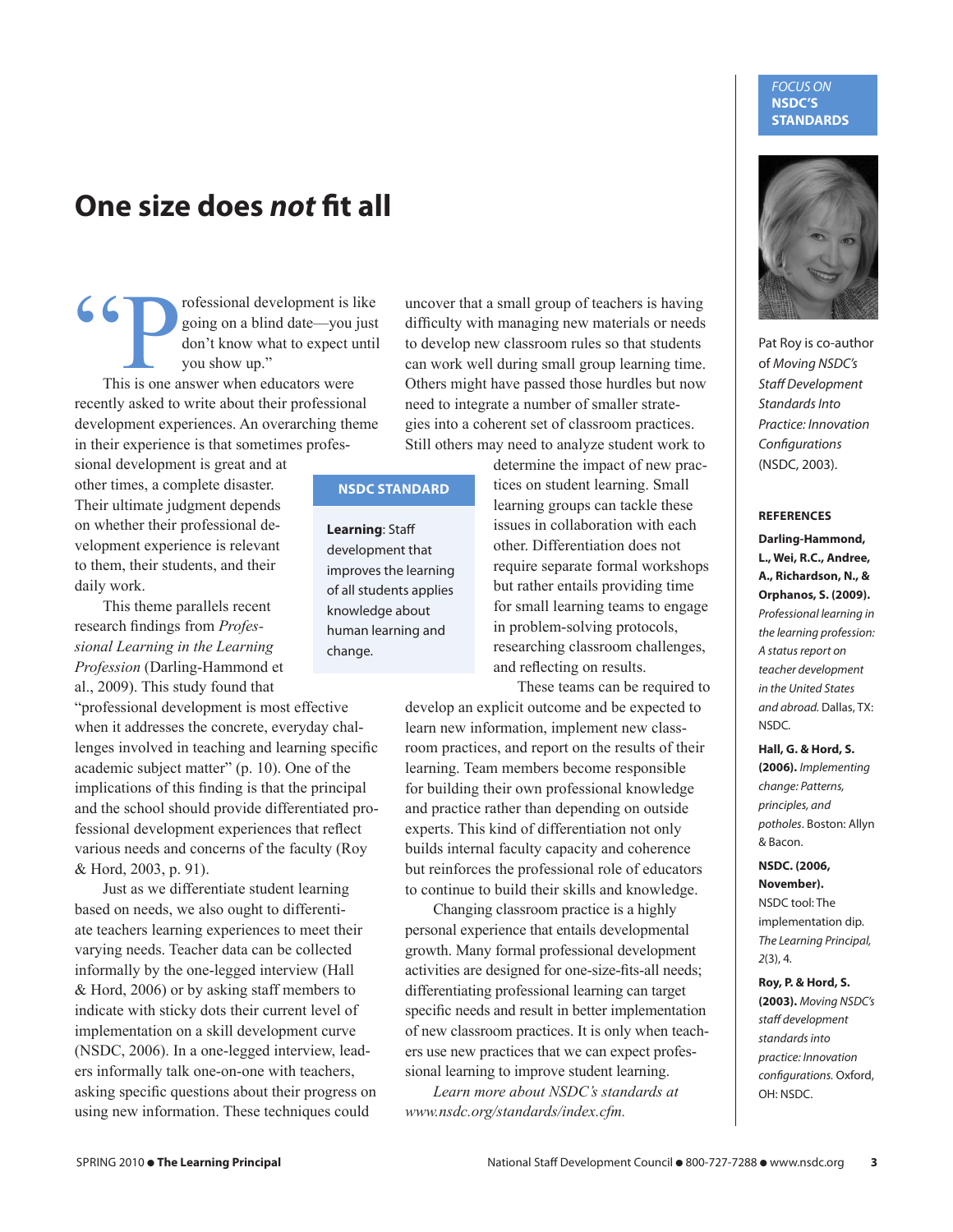FOCUS ON **NSDC'S STANDARDS**

# One size does *not* fit all

"Professional development is like going on a blind date—you just don't know what to expect until you show up."

This is one answer when educators were recently asked to write about their professional development experiences. An overarching theme in their experience is that sometimes professional development is great and at other times, a complete disaster. Their ultimate judgment depends on whether their professional development experience is relevant to them, their students, and their daily work.

This theme parallels recent research findings from *Professional Learning in the Learning Profession* (Darling-Hammond et al., 2009). This study found that "professional development is most effective when it addresses the concrete, everyday challenges involved in teaching and learning specific academic subject matter" (p. 10). One of the implications of this finding is that the principal and the school should provide differentiated professional development experiences that reflect various needs and concerns of the faculty (Roy & Hord, 2003, p. 91).

Just as we differentiate student learning based on needs, we also ought to differentiate teachers learning experiences to meet their varying needs. Teacher data can be collected informally by the one-legged interview (Hall & Hord, 2006) or by asking staff members to indicate with sticky dots their current level of implementation on a skill development curve (NSDC, 2006). In a one-legged interview, leaders informally talk one-on-one with teachers, asking specific questions about their progress on using new information. These techniques could uncover that a small group of teachers is having difficulty with managing new materials or needs to develop new classroom rules so that students can work well during small group learning time. Others might have passed those hurdles but now need to integrate a number of smaller strategies into a coherent set of classroom practices. Still others may need to analyze student work to determine the impact of new practices on student learning. Small learning groups can tackle these issues in collaboration with each other. Differentiation does not require separate formal workshops but rather entails providing time for small learning teams to engage in problem-solving protocols, researching classroom challenges, and reflecting on results.

> **NSDC STANDARD**
>
> **Learning**: Staff development that improves the learning of all students applies knowledge about human learning and change.

These teams can be required to develop an explicit outcome and be expected to learn new information, implement new classroom practices, and report on the results of their learning. Team members become responsible for building their own professional knowledge and practice rather than depending on outside experts. This kind of differentiation not only builds internal faculty capacity and coherence but reinforces the professional role of educators to continue to build their skills and knowledge.

Changing classroom practice is a highly personal experience that entails developmental growth. Many formal professional development activities are designed for one-size-fits-all needs; differentiating professional learning can target specific needs and result in better implementation of new classroom practices. It is only when teachers use new practices that we can expect professional learning to improve student learning.

*Learn more about NSDC's standards at www.nsdc.org/standards/index.cfm.*

Pat Roy is co-author of *Moving NSDC's Staff Development Standards Into Practice: Innovation Configurations* (NSDC, 2003).

### REFERENCES

**Darling-Hammond, L., Wei, R.C., Andree, A., Richardson, N., & Orphanos, S. (2009).** *Professional learning in the learning profession: A status report on teacher development in the United States and abroad.* Dallas, TX: NSDC.

**Hall, G. & Hord, S. (2006).** *Implementing change: Patterns, principles, and potholes*. Boston: Allyn & Bacon.

**NSDC. (2006, November).** NSDC tool: The implementation dip. *The Learning Principal, 2*(3), 4.

**Roy, P. & Hord, S. (2003).** *Moving NSDC's staff development standards into practice: Innovation configurations.* Oxford, OH: NSDC.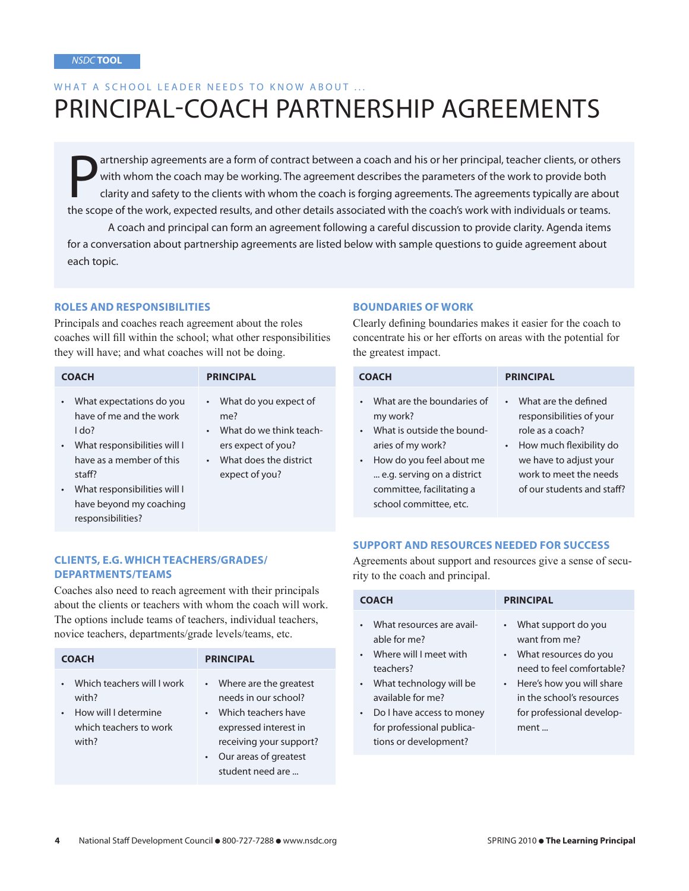NSDC TOOL

WHAT A SCHOOL LEADER NEEDS TO KNOW ABOUT ...

# PRINCIPAL-COACH PARTNERSHIP AGREEMENTS

Partnership agreements are a form of contract between a coach and his or her principal, teacher clients, or others with whom the coach may be working. The agreement describes the parameters of the work to provide both clarity and safety to the clients with whom the coach is forging agreements. The agreements typically are about the scope of the work, expected results, and other details associated with the coach's work with individuals or teams.

A coach and principal can form an agreement following a careful discussion to provide clarity. Agenda items for a conversation about partnership agreements are listed below with sample questions to guide agreement about each topic.

## ROLES AND RESPONSIBILITIES

Principals and coaches reach agreement about the roles coaches will fill within the school; what other responsibilities they will have; and what coaches will not be doing.

| COACH | PRINCIPAL |
|---|---|
| • What expectations do you have of me and the work I do?<br>• What responsibilities will I have as a member of this staff?<br>• What responsibilities will I have beyond my coaching responsibilities? | • What do you expect of me?<br>• What do we think teachers expect of you?<br>• What does the district expect of you? |

## CLIENTS, E.G. WHICH TEACHERS/GRADES/DEPARTMENTS/TEAMS

Coaches also need to reach agreement with their principals about the clients or teachers with whom the coach will work. The options include teams of teachers, individual teachers, novice teachers, departments/grade levels/teams, etc.

| COACH | PRINCIPAL |
|---|---|
| • Which teachers will I work with?<br>• How will I determine which teachers to work with? | • Where are the greatest needs in our school?<br>• Which teachers have expressed interest in receiving your support?<br>• Our areas of greatest student need are ... |

## BOUNDARIES OF WORK

Clearly defining boundaries makes it easier for the coach to concentrate his or her efforts on areas with the potential for the greatest impact.

| COACH | PRINCIPAL |
|---|---|
| • What are the boundaries of my work?<br>• What is outside the boundaries of my work?<br>• How do you feel about me ... e.g. serving on a district committee, facilitating a school committee, etc. | • What are the defined responsibilities of your role as a coach?<br>• How much flexibility do we have to adjust your work to meet the needs of our students and staff? |

## SUPPORT AND RESOURCES NEEDED FOR SUCCESS

Agreements about support and resources give a sense of security to the coach and principal.

| COACH | PRINCIPAL |
|---|---|
| • What resources are available for me?<br>• Where will I meet with teachers?<br>• What technology will be available for me?<br>• Do I have access to money for professional publications or development? | • What support do you want from me?<br>• What resources do you need to feel comfortable?<br>• Here's how you will share in the school's resources for professional development ... |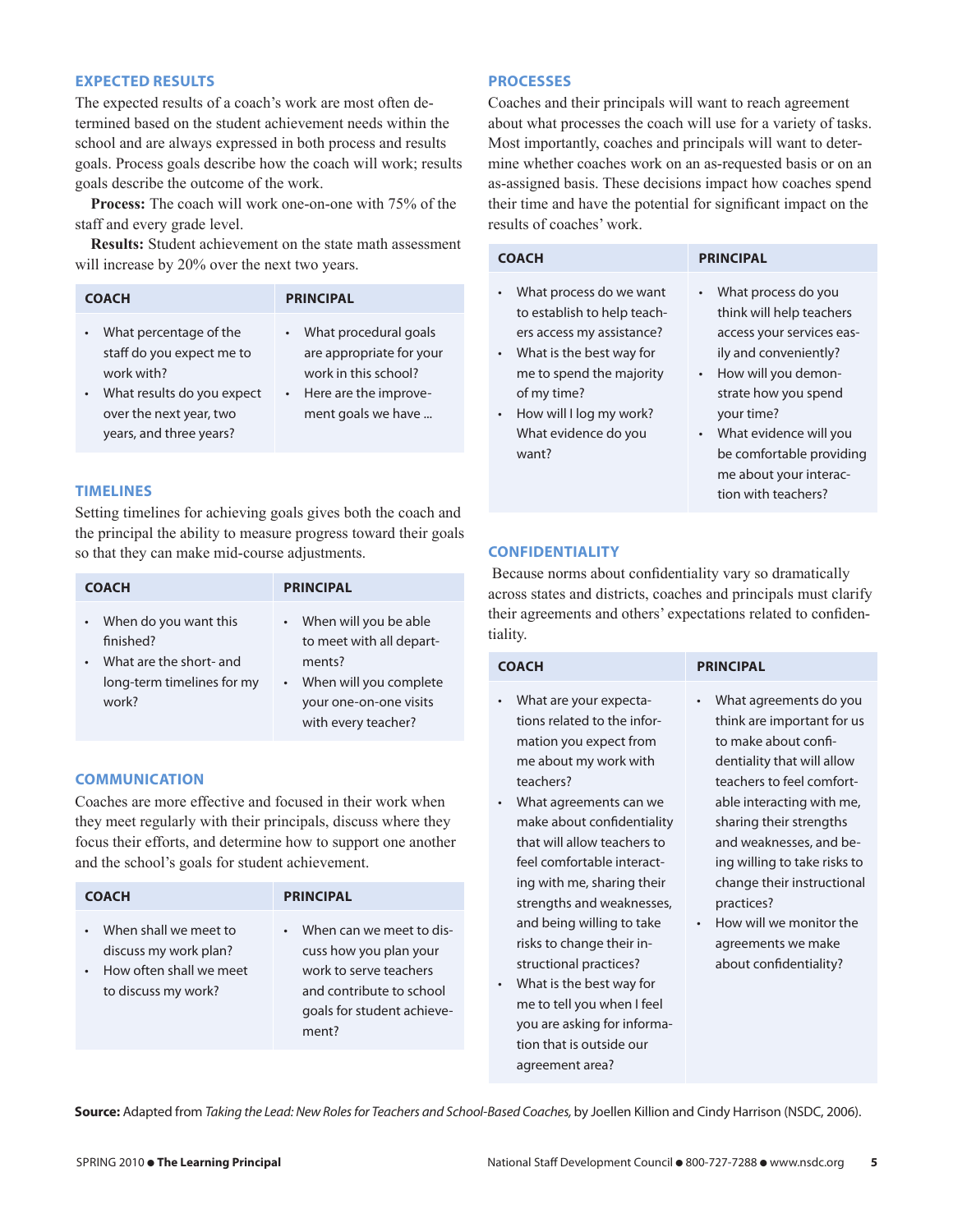## EXPECTED RESULTS

The expected results of a coach's work are most often determined based on the student achievement needs within the school and are always expressed in both process and results goals. Process goals describe how the coach will work; results goals describe the outcome of the work.

**Process:** The coach will work one-on-one with 75% of the staff and every grade level.

**Results:** Student achievement on the state math assessment will increase by 20% over the next two years.

| COACH | PRINCIPAL |
| --- | --- |
| • What percentage of the staff do you expect me to work with?<br>• What results do you expect over the next year, two years, and three years? | • What procedural goals are appropriate for your work in this school?<br>• Here are the improvement goals we have ... |

## TIMELINES

Setting timelines for achieving goals gives both the coach and the principal the ability to measure progress toward their goals so that they can make mid-course adjustments.

| COACH | PRINCIPAL |
| --- | --- |
| • When do you want this finished?<br>• What are the short- and long-term timelines for my work? | • When will you be able to meet with all departments?<br>• When will you complete your one-on-one visits with every teacher? |

## COMMUNICATION

Coaches are more effective and focused in their work when they meet regularly with their principals, discuss where they focus their efforts, and determine how to support one another and the school's goals for student achievement.

| COACH | PRINCIPAL |
| --- | --- |
| • When shall we meet to discuss my work plan?<br>• How often shall we meet to discuss my work? | • When can we meet to discuss how you plan your work to serve teachers and contribute to school goals for student achievement? |

## PROCESSES

Coaches and their principals will want to reach agreement about what processes the coach will use for a variety of tasks. Most importantly, coaches and principals will want to determine whether coaches work on an as-requested basis or on an as-assigned basis. These decisions impact how coaches spend their time and have the potential for significant impact on the results of coaches' work.

| COACH | PRINCIPAL |
| --- | --- |
| • What process do we want to establish to help teachers access my assistance?<br>• What is the best way for me to spend the majority of my time?<br>• How will I log my work? What evidence do you want? | • What process do you think will help teachers access your services easily and conveniently?<br>• How will you demonstrate how you spend your time?<br>• What evidence will you be comfortable providing me about your interaction with teachers? |

## CONFIDENTIALITY

Because norms about confidentiality vary so dramatically across states and districts, coaches and principals must clarify their agreements and others' expectations related to confidentiality.

| COACH | PRINCIPAL |
| --- | --- |
| • What are your expectations related to the information you expect from me about my work with teachers?<br>• What agreements can we make about confidentiality that will allow teachers to feel comfortable interacting with me, sharing their strengths and weaknesses, and being willing to take risks to change their instructional practices?<br>• What is the best way for me to tell you when I feel you are asking for information that is outside our agreement area? | • What agreements do you think are important for us to make about confidentiality that will allow teachers to feel comfortable interacting with me, sharing their strengths and weaknesses, and being willing to take risks to change their instructional practices?<br>• How will we monitor the agreements we make about confidentiality? |

**Source:** Adapted from *Taking the Lead: New Roles for Teachers and School-Based Coaches,* by Joellen Killion and Cindy Harrison (NSDC, 2006).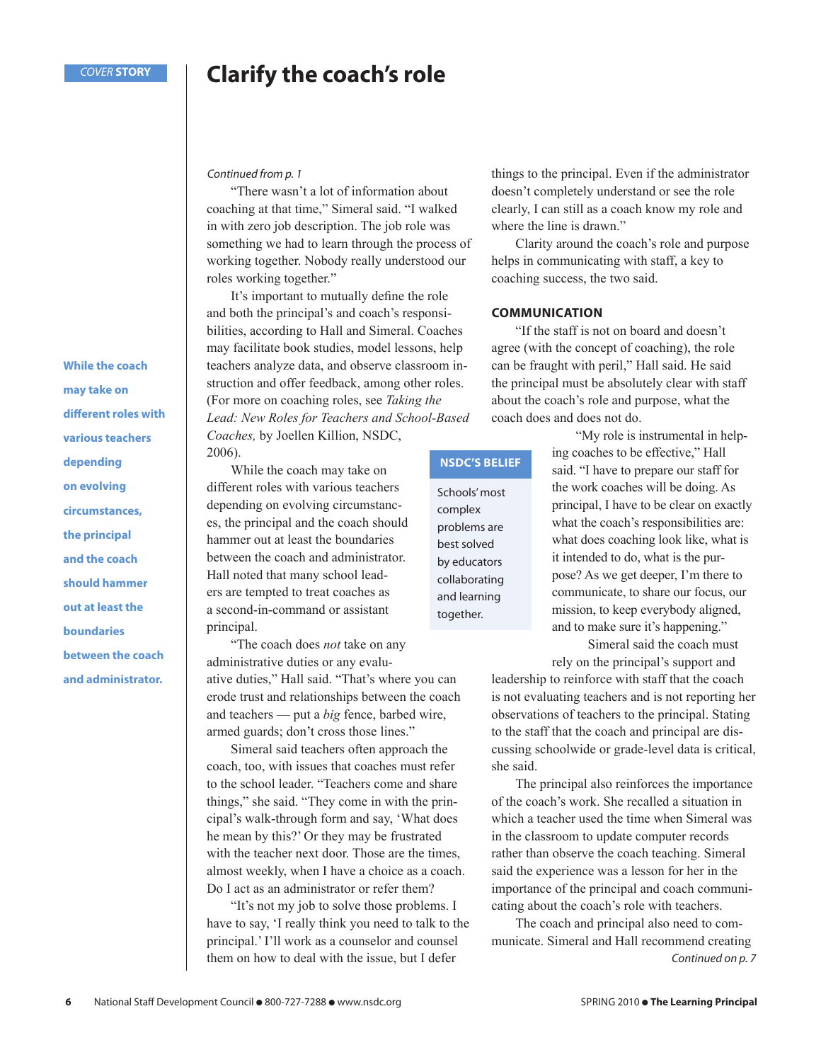COVER STORY

# Clarify the coach's role

*Continued from p. 1*

"There wasn't a lot of information about coaching at that time," Simeral said. "I walked in with zero job description. The job role was something we had to learn through the process of working together. Nobody really understood our roles working together."

It's important to mutually define the role and both the principal's and coach's responsibilities, according to Hall and Simeral. Coaches may facilitate book studies, model lessons, help teachers analyze data, and observe classroom instruction and offer feedback, among other roles. (For more on coaching roles, see *Taking the Lead: New Roles for Teachers and School-Based Coaches,* by Joellen Killion, NSDC, 2006).

While the coach may take on different roles with various teachers depending on evolving circumstances, the principal and the coach should hammer out at least the boundaries between the coach and administrator. Hall noted that many school leaders are tempted to treat coaches as a second-in-command or assistant principal.

**While the coach may take on different roles with various teachers depending on evolving circumstances, the principal and the coach should hammer out at least the boundaries between the coach and administrator.**

"The coach does *not* take on any administrative duties or any evaluative duties," Hall said. "That's where you can erode trust and relationships between the coach and teachers — put a *big* fence, barbed wire, armed guards; don't cross those lines."

Simeral said teachers often approach the coach, too, with issues that coaches must refer to the school leader. "Teachers come and share things," she said. "They come in with the principal's walk-through form and say, 'What does he mean by this?' Or they may be frustrated with the teacher next door. Those are the times, almost weekly, when I have a choice as a coach. Do I act as an administrator or refer them?

"It's not my job to solve those problems. I have to say, 'I really think you need to talk to the principal.' I'll work as a counselor and counsel them on how to deal with the issue, but I defer things to the principal. Even if the administrator doesn't completely understand or see the role clearly, I can still as a coach know my role and where the line is drawn."

Clarity around the coach's role and purpose helps in communicating with staff, a key to coaching success, the two said.

### COMMUNICATION

"If the staff is not on board and doesn't agree (with the concept of coaching), the role can be fraught with peril," Hall said. He said the principal must be absolutely clear with staff about the coach's role and purpose, what the coach does and does not do.

"My role is instrumental in helping coaches to be effective," Hall said. "I have to prepare our staff for the work coaches will be doing. As principal, I have to be clear on exactly what the coach's responsibilities are: what does coaching look like, what is it intended to do, what is the purpose? As we get deeper, I'm there to communicate, to share our focus, our mission, to keep everybody aligned, and to make sure it's happening."

> **NSDC'S BELIEF**
>
> Schools' most complex problems are best solved by educators collaborating and learning together.

Simeral said the coach must rely on the principal's support and leadership to reinforce with staff that the coach is not evaluating teachers and is not reporting her observations of teachers to the principal. Stating to the staff that the coach and principal are discussing schoolwide or grade-level data is critical, she said.

The principal also reinforces the importance of the coach's work. She recalled a situation in which a teacher used the time when Simeral was in the classroom to update computer records rather than observe the coach teaching. Simeral said the experience was a lesson for her in the importance of the principal and coach communicating about the coach's role with teachers.

The coach and principal also need to communicate. Simeral and Hall recommend creating

*Continued on p. 7*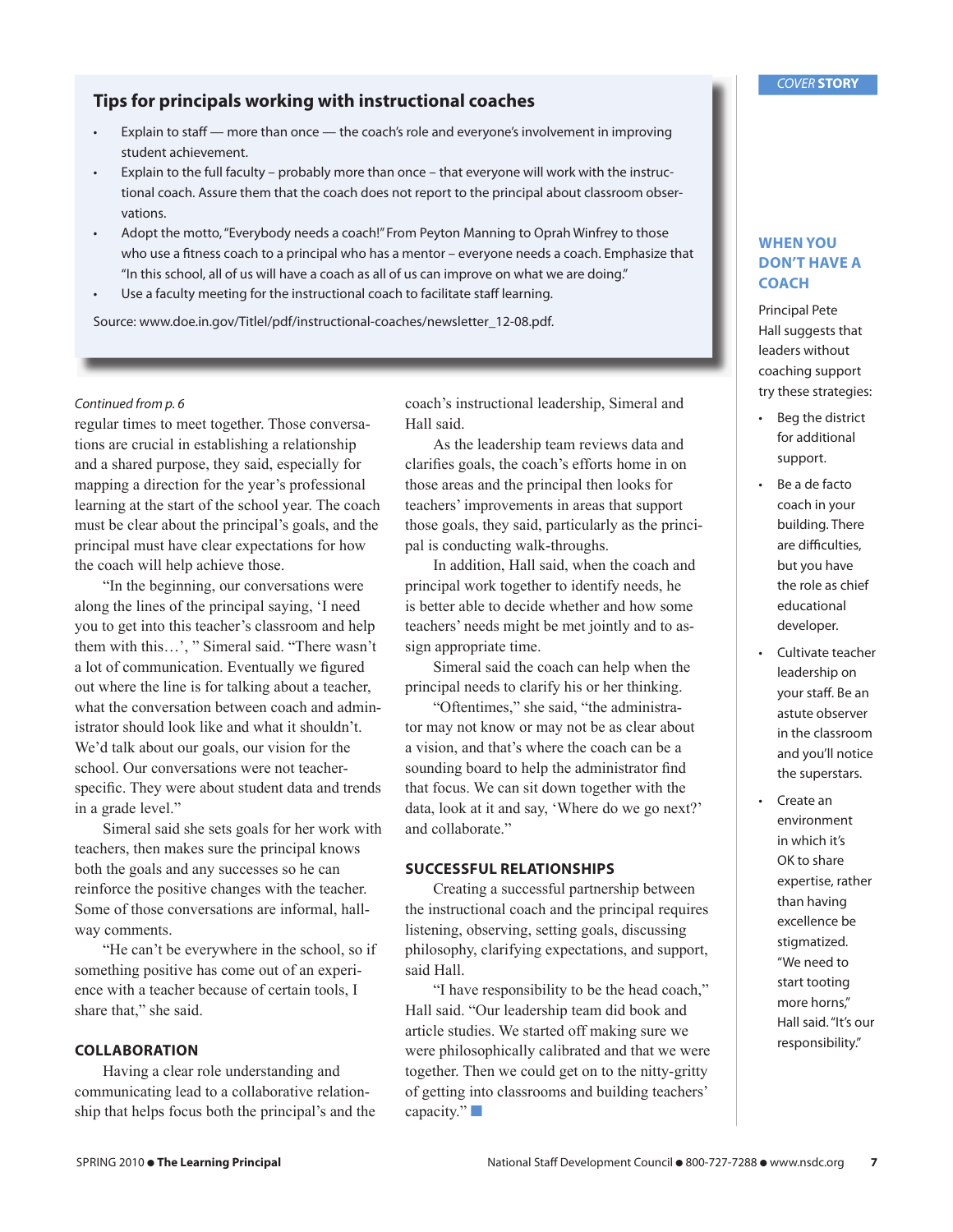## Tips for principals working with instructional coaches

- Explain to staff — more than once — the coach's role and everyone's involvement in improving student achievement.
- Explain to the full faculty – probably more than once – that everyone will work with the instructional coach. Assure them that the coach does not report to the principal about classroom observations.
- Adopt the motto, "Everybody needs a coach!" From Peyton Manning to Oprah Winfrey to those who use a fitness coach to a principal who has a mentor – everyone needs a coach. Emphasize that "In this school, all of us will have a coach as all of us can improve on what we are doing."
- Use a faculty meeting for the instructional coach to facilitate staff learning.

Source: www.doe.in.gov/TitleI/pdf/instructional-coaches/newsletter_12-08.pdf.

*Continued from p. 6*

regular times to meet together. Those conversations are crucial in establishing a relationship and a shared purpose, they said, especially for mapping a direction for the year's professional learning at the start of the school year. The coach must be clear about the principal's goals, and the principal must have clear expectations for how the coach will help achieve those.

"In the beginning, our conversations were along the lines of the principal saying, 'I need you to get into this teacher's classroom and help them with this…', " Simeral said. "There wasn't a lot of communication. Eventually we figured out where the line is for talking about a teacher, what the conversation between coach and administrator should look like and what it shouldn't. We'd talk about our goals, our vision for the school. Our conversations were not teacher-specific. They were about student data and trends in a grade level."

Simeral said she sets goals for her work with teachers, then makes sure the principal knows both the goals and any successes so he can reinforce the positive changes with the teacher. Some of those conversations are informal, hallway comments.

"He can't be everywhere in the school, so if something positive has come out of an experience with a teacher because of certain tools, I share that," she said.

### COLLABORATION

Having a clear role understanding and communicating lead to a collaborative relationship that helps focus both the principal's and the coach's instructional leadership, Simeral and Hall said.

As the leadership team reviews data and clarifies goals, the coach's efforts home in on those areas and the principal then looks for teachers' improvements in areas that support those goals, they said, particularly as the principal is conducting walk-throughs.

In addition, Hall said, when the coach and principal work together to identify needs, he is better able to decide whether and how some teachers' needs might be met jointly and to assign appropriate time.

Simeral said the coach can help when the principal needs to clarify his or her thinking.

"Oftentimes," she said, "the administrator may not know or may not be as clear about a vision, and that's where the coach can be a sounding board to help the administrator find that focus. We can sit down together with the data, look at it and say, 'Where do we go next?' and collaborate."

### SUCCESSFUL RELATIONSHIPS

Creating a successful partnership between the instructional coach and the principal requires listening, observing, setting goals, discussing philosophy, clarifying expectations, and support, said Hall.

"I have responsibility to be the head coach," Hall said. "Our leadership team did book and article studies. We started off making sure we were philosophically calibrated and that we were together. Then we could get on to the nitty-gritty of getting into classrooms and building teachers' capacity." ■

### WHEN YOU DON'T HAVE A COACH

Principal Pete Hall suggests that leaders without coaching support try these strategies:

- Beg the district for additional support.
- Be a de facto coach in your building. There are difficulties, but you have the role as chief educational developer.
- Cultivate teacher leadership on your staff. Be an astute observer in the classroom and you'll notice the superstars.
- Create an environment in which it's OK to share expertise, rather than having excellence be stigmatized. "We need to start tooting more horns," Hall said. "It's our responsibility."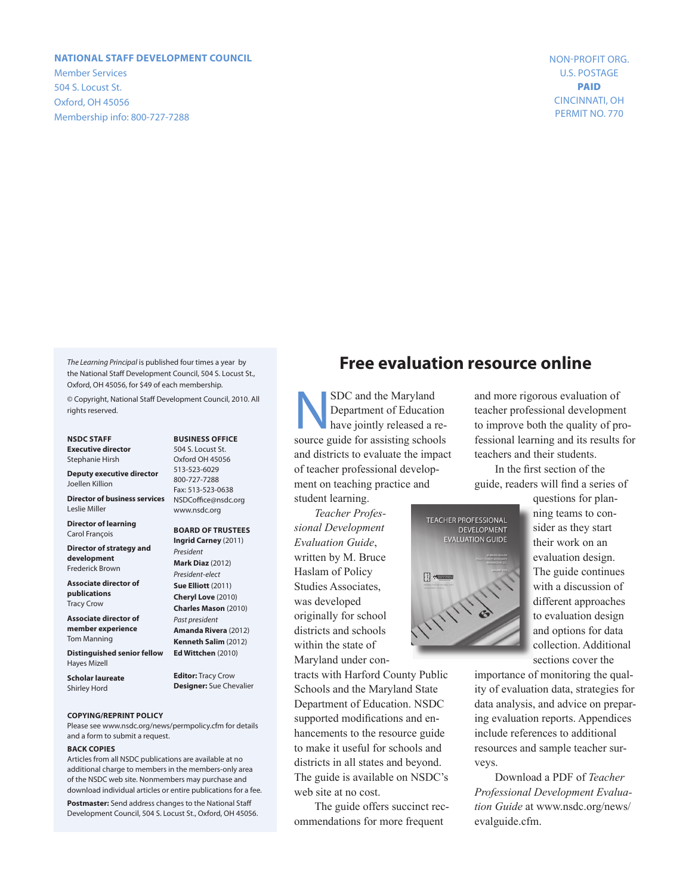**NATIONAL STAFF DEVELOPMENT COUNCIL**
Member Services
504 S. Locust St.
Oxford, OH 45056
Membership info: 800-727-7288

NON-PROFIT ORG.
U.S. POSTAGE
**PAID**
CINCINNATI, OH
PERMIT NO. 770

*The Learning Principal* is published four times a year by the National Staff Development Council, 504 S. Locust St., Oxford, OH 45056, for $49 of each membership.

© Copyright, National Staff Development Council, 2010. All rights reserved.

**NSDC STAFF**

**Executive director**
Stephanie Hirsh

**Deputy executive director**
Joellen Killion

**Director of business services**
Leslie Miller

**Director of learning**
Carol François

**Director of strategy and development**
Frederick Brown

**Associate director of publications**
Tracy Crow

**Associate director of member experience**
Tom Manning

**Distinguished senior fellow**
Hayes Mizell

**Scholar laureate**
Shirley Hord

**BUSINESS OFFICE**
504 S. Locust St.
Oxford OH 45056
513-523-6029
800-727-7288
Fax: 513-523-0638
NSDCoffice@nsdc.org
www.nsdc.org

**BOARD OF TRUSTEES**

**Ingrid Carney** (2011)
*President*

**Mark Diaz** (2012)
*President-elect*

**Sue Elliott** (2011)

**Cheryl Love** (2010)

**Charles Mason** (2010)
*Past president*

**Amanda Rivera** (2012)

**Kenneth Salim** (2012)

**Ed Wittchen** (2010)

**Editor:** Tracy Crow
**Designer:** Sue Chevalier

**COPYING/REPRINT POLICY**
Please see www.nsdc.org/news/permpolicy.cfm for details and a form to submit a request.

**BACK COPIES**
Articles from all NSDC publications are available at no additional charge to members in the members-only area of the NSDC web site. Nonmembers may purchase and download individual articles or entire publications for a fee.

**Postmaster:** Send address changes to the National Staff Development Council, 504 S. Locust St., Oxford, OH 45056.

# Free evaluation resource online

NSDC and the Maryland Department of Education have jointly released a resource guide for assisting schools and districts to evaluate the impact of teacher professional development on teaching practice and student learning.

*Teacher Professional Development Evaluation Guide*, written by M. Bruce Haslam of Policy Studies Associates, was developed originally for school districts and schools within the state of Maryland under contracts with Harford County Public Schools and the Maryland State Department of Education. NSDC supported modifications and enhancements to the resource guide to make it useful for schools and districts in all states and beyond. The guide is available on NSDC's web site at no cost.

The guide offers succinct recommendations for more frequent and more rigorous evaluation of teacher professional development to improve both the quality of professional learning and its results for teachers and their students.

In the first section of the guide, readers will find a series of questions for planning teams to consider as they start their work on an evaluation design. The guide continues with a discussion of different approaches to evaluation design and options for data collection. Additional sections cover the importance of monitoring the quality of evaluation data, strategies for data analysis, and advice on preparing evaluation reports. Appendices include references to additional resources and sample teacher surveys.

Download a PDF of *Teacher Professional Development Evaluation Guide* at www.nsdc.org/news/evalguide.cfm.